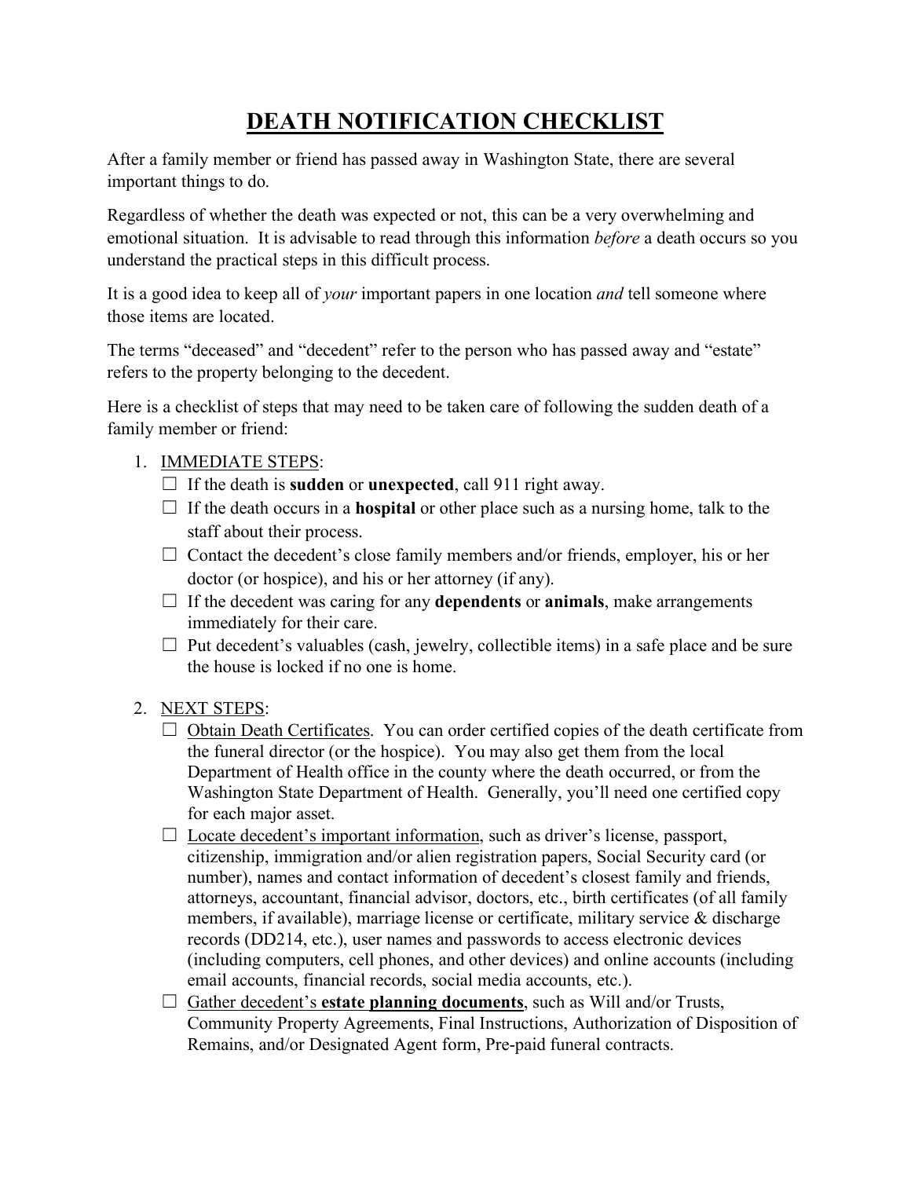# DEATH NOTIFICATION CHECKLIST

After a family member or friend has passed away in Washington State, there are several important things to do.

Regardless of whether the death was expected or not, this can be a very overwhelming and emotional situation. It is advisable to read through this information *before* a death occurs so you understand the practical steps in this difficult process.

It is a good idea to keep all of *your* important papers in one location *and* tell someone where those items are located.

The terms "deceased" and "decedent" refer to the person who has passed away and "estate" refers to the property belonging to the decedent.

Here is a checklist of steps that may need to be taken care of following the sudden death of a family member or friend:

1. <u>IMMEDIATE STEPS</u>:
   - ☐ If the death is **sudden** or **unexpected**, call 911 right away.
   - ☐ If the death occurs in a **hospital** or other place such as a nursing home, talk to the staff about their process.
   - ☐ Contact the decedent's close family members and/or friends, employer, his or her doctor (or hospice), and his or her attorney (if any).
   - ☐ If the decedent was caring for any **dependents** or **animals**, make arrangements immediately for their care.
   - ☐ Put decedent's valuables (cash, jewelry, collectible items) in a safe place and be sure the house is locked if no one is home.

2. <u>NEXT STEPS</u>:
   - ☐ <u>Obtain Death Certificates</u>. You can order certified copies of the death certificate from the funeral director (or the hospice). You may also get them from the local Department of Health office in the county where the death occurred, or from the Washington State Department of Health. Generally, you'll need one certified copy for each major asset.
   - ☐ <u>Locate decedent's important information</u>, such as driver's license, passport, citizenship, immigration and/or alien registration papers, Social Security card (or number), names and contact information of decedent's closest family and friends, attorneys, accountant, financial advisor, doctors, etc., birth certificates (of all family members, if available), marriage license or certificate, military service & discharge records (DD214, etc.), user names and passwords to access electronic devices (including computers, cell phones, and other devices) and online accounts (including email accounts, financial records, social media accounts, etc.).
   - ☐ <u>Gather decedent's **estate planning documents**</u>, such as Will and/or Trusts, Community Property Agreements, Final Instructions, Authorization of Disposition of Remains, and/or Designated Agent form, Pre-paid funeral contracts.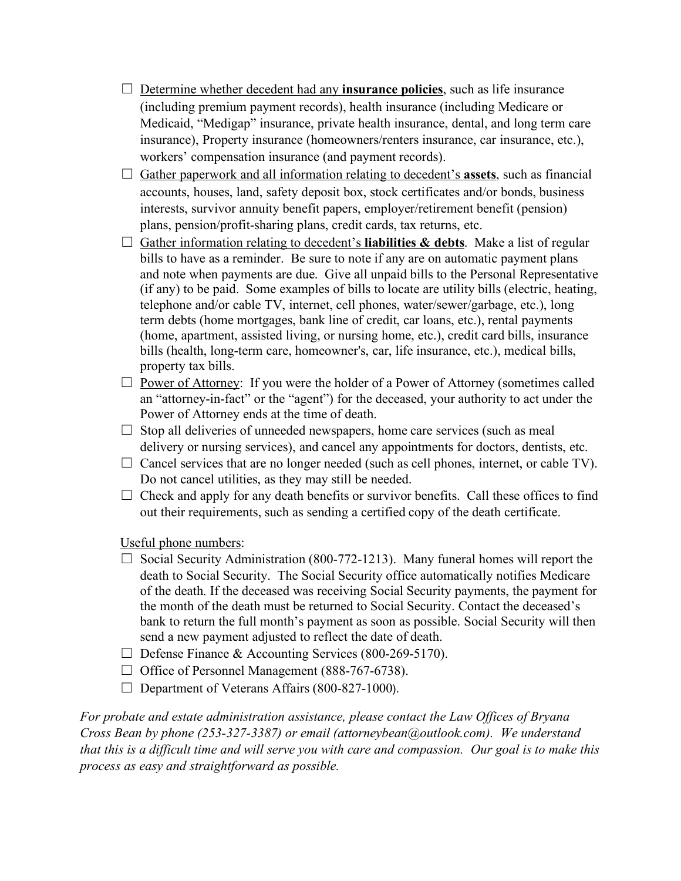- ☐ Determine whether decedent had any **insurance policies**, such as life insurance (including premium payment records), health insurance (including Medicare or Medicaid, "Medigap" insurance, private health insurance, dental, and long term care insurance), Property insurance (homeowners/renters insurance, car insurance, etc.), workers' compensation insurance (and payment records).
- ☐ Gather paperwork and all information relating to decedent's **assets**, such as financial accounts, houses, land, safety deposit box, stock certificates and/or bonds, business interests, survivor annuity benefit papers, employer/retirement benefit (pension) plans, pension/profit-sharing plans, credit cards, tax returns, etc.
- ☐ Gather information relating to decedent's **liabilities & debts**. Make a list of regular bills to have as a reminder. Be sure to note if any are on automatic payment plans and note when payments are due. Give all unpaid bills to the Personal Representative (if any) to be paid. Some examples of bills to locate are utility bills (electric, heating, telephone and/or cable TV, internet, cell phones, water/sewer/garbage, etc.), long term debts (home mortgages, bank line of credit, car loans, etc.), rental payments (home, apartment, assisted living, or nursing home, etc.), credit card bills, insurance bills (health, long-term care, homeowner's, car, life insurance, etc.), medical bills, property tax bills.
- ☐ Power of Attorney: If you were the holder of a Power of Attorney (sometimes called an "attorney-in-fact" or the "agent") for the deceased, your authority to act under the Power of Attorney ends at the time of death.
- ☐ Stop all deliveries of unneeded newspapers, home care services (such as meal delivery or nursing services), and cancel any appointments for doctors, dentists, etc.
- ☐ Cancel services that are no longer needed (such as cell phones, internet, or cable TV). Do not cancel utilities, as they may still be needed.
- ☐ Check and apply for any death benefits or survivor benefits. Call these offices to find out their requirements, such as sending a certified copy of the death certificate.

Useful phone numbers:

- ☐ Social Security Administration (800-772-1213). Many funeral homes will report the death to Social Security. The Social Security office automatically notifies Medicare of the death. If the deceased was receiving Social Security payments, the payment for the month of the death must be returned to Social Security. Contact the deceased's bank to return the full month's payment as soon as possible. Social Security will then send a new payment adjusted to reflect the date of death.
- ☐ Defense Finance & Accounting Services (800-269-5170).
- ☐ Office of Personnel Management (888-767-6738).
- ☐ Department of Veterans Affairs (800-827-1000).

*For probate and estate administration assistance, please contact the Law Offices of Bryana Cross Bean by phone (253-327-3387) or email (attorneybean@outlook.com). We understand that this is a difficult time and will serve you with care and compassion. Our goal is to make this process as easy and straightforward as possible.*